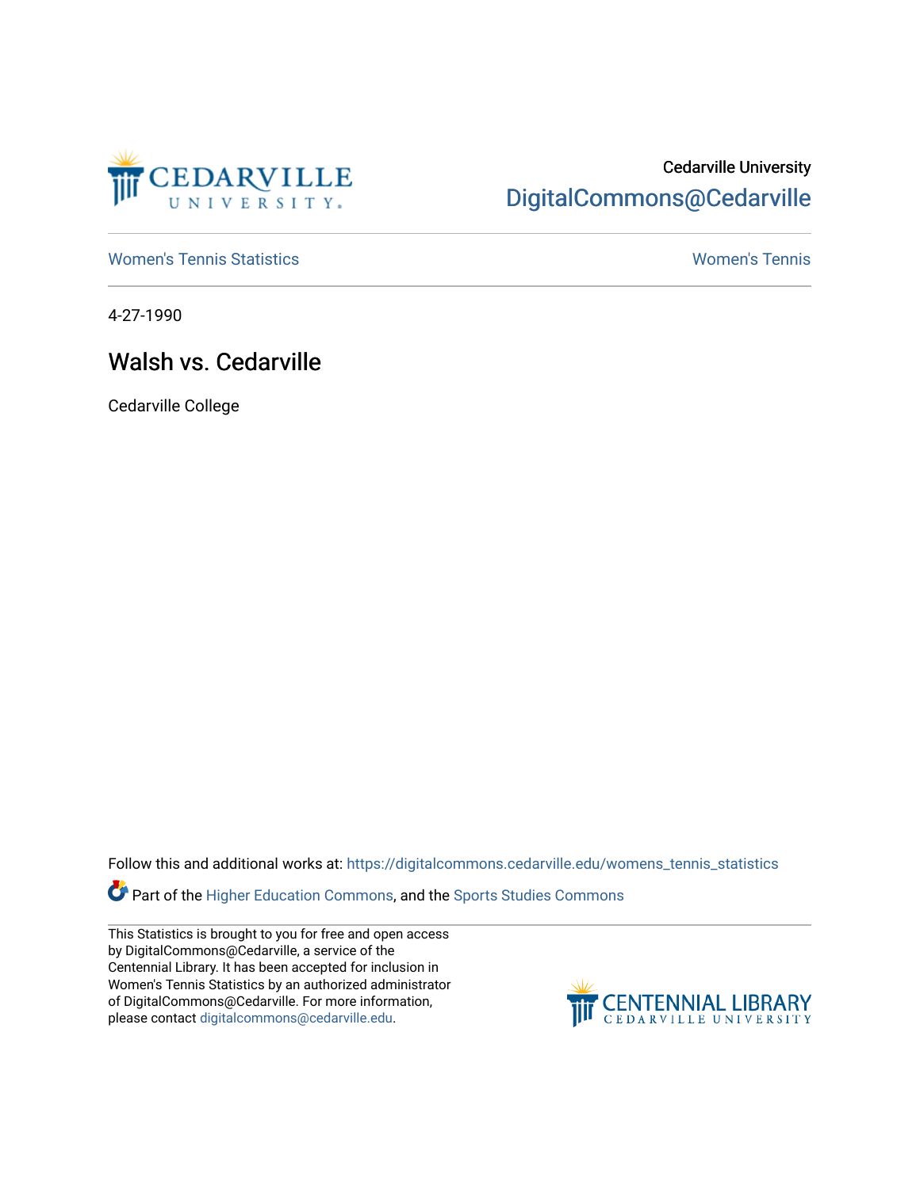Cedarville University

DigitalCommons@Cedarville

Women's Tennis Statistics

Women's Tennis

4-27-1990

# Walsh vs. Cedarville

Cedarville College

Follow this and additional works at: https://digitalcommons.cedarville.edu/womens_tennis_statistics

Part of the Higher Education Commons, and the Sports Studies Commons

This Statistics is brought to you for free and open access by DigitalCommons@Cedarville, a service of the Centennial Library. It has been accepted for inclusion in Women's Tennis Statistics by an authorized administrator of DigitalCommons@Cedarville. For more information, please contact digitalcommons@cedarville.edu.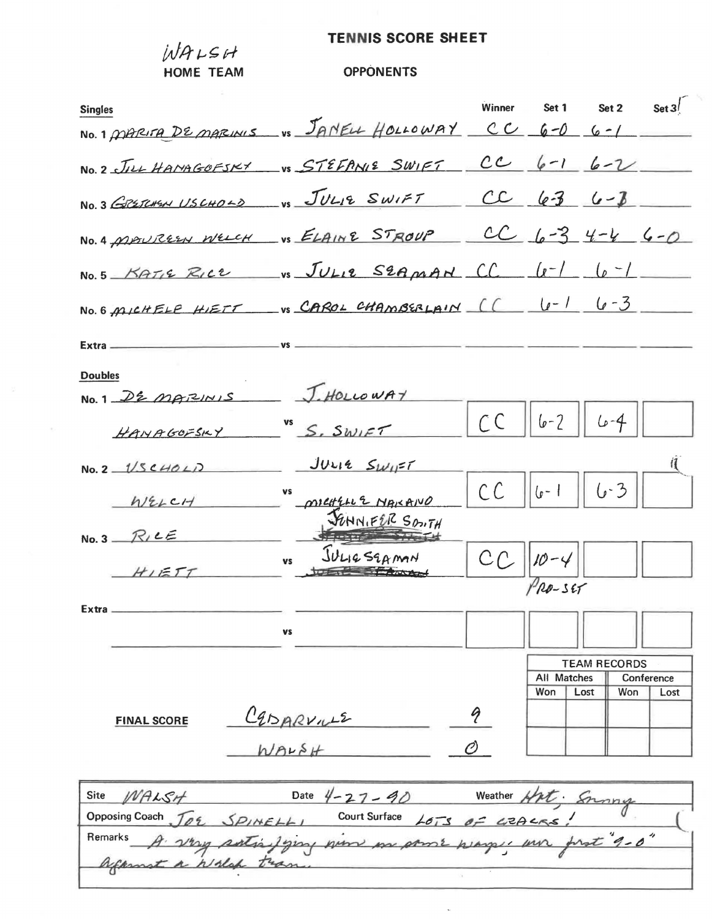# TENNIS SCORE SHEET

WALSH
HOME TEAM

OPPONENTS

## Singles

| Singles | | vs | Winner | Set 1 | Set 2 | Set 3 |
|---|---|---|---|---|---|---|
| No. 1 | MARITA DE MARINIS | JANELL HOLLOWAY | CC | 6-0 | 6-1 | |
| No. 2 | JILL HANAGOFSKY | STEFANIE SWIFT | CC | 6-1 | 6-2 | |
| No. 3 | GRETCHEN USCHOLD | JULIE SWIFT | CC | 6-3 | 6-3 | |
| No. 4 | MAUREEN WELCH | ELAINE STROUP | CC | 6-3 | 4-6 | 6-0 |
| No. 5 | KATIE RICE | JULIE SEAMAN | CC | 6-1 | 6-1 | |
| No. 6 | MICHELE HIETT | CAROL CHAMBERLAIN | CC | 6-1 | 6-3 | |
| Extra | | | | | | |

## Doubles

| Doubles | | vs | Winner | Set 1 | Set 2 | Set 3 |
|---|---|---|---|---|---|---|
| No. 1 | DE MARINIS / HANAGOFSKY | J. HOLLOWAY / S. SWIFT | CC | 6-2 | 6-4 | |
| No. 2 | USCHOLD / WELCH | JULIE SWIFT / MICHELLE NAKANO | CC | 6-1 | 6-3 | |
| No. 3 | RICE / HIETT | JENNIFER SMITH / JULIE SEAMAN | CC | 10-4 PRO-SET | | |
| Extra | | | | | | |

| TEAM RECORDS | | | |
|---|---|---|---|
| All Matches | | Conference | |
| Won | Lost | Won | Lost |
| | | | |
| | | | |

**FINAL SCORE**

CEDARVILLE 9

WALSH 0

Site: WALSH  Date: 4-27-90  Weather: Hot, Sunny

Opposing Coach: JOE SPINELLI  Court Surface: LOTS OF CRACKS!

Remarks: A very satisfying win in some ways; our first "9-0" against a Walsh team.